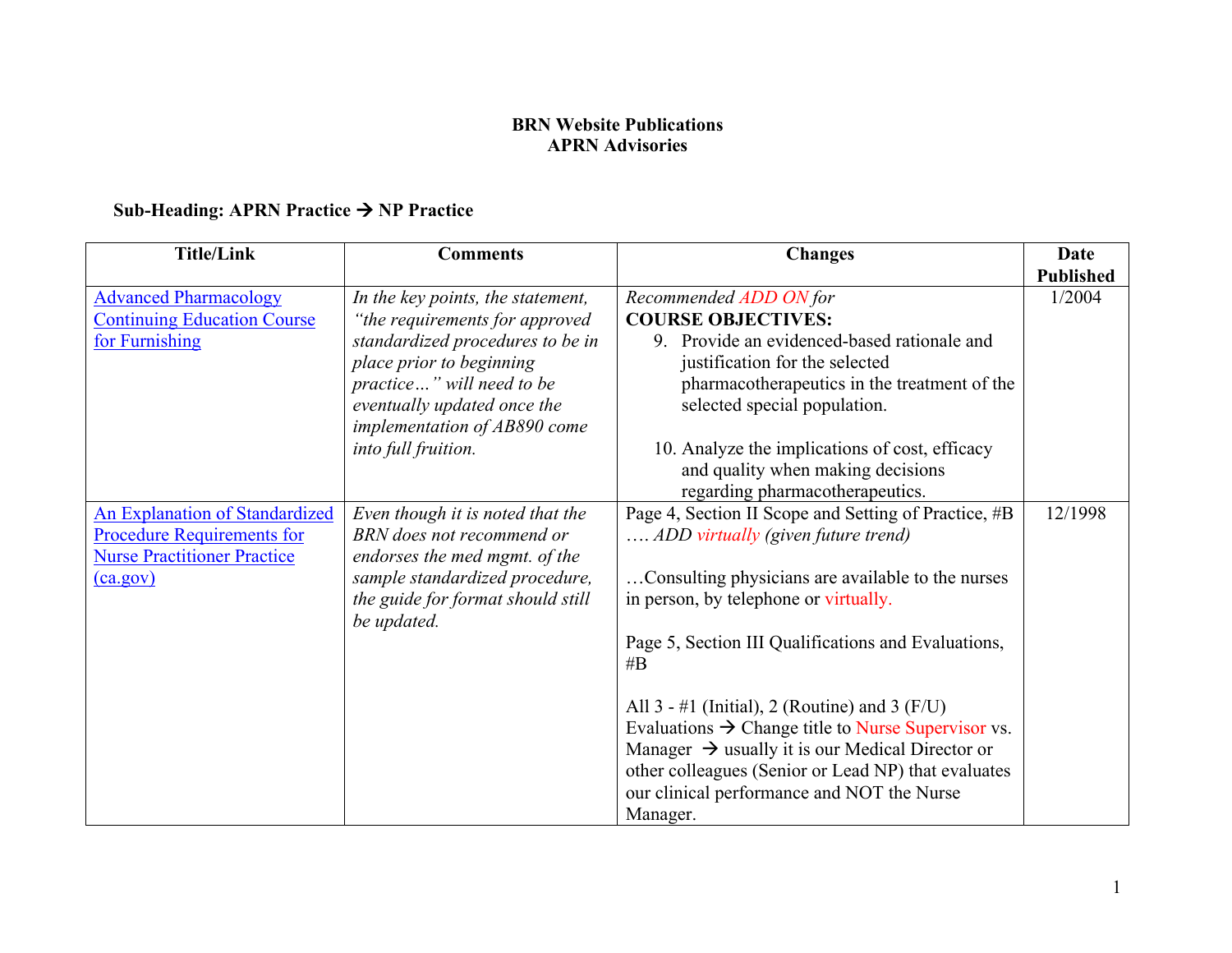**BRN Website Publications**
**APRN Advisories**

**Sub-Heading: APRN Practice → NP Practice**

| Title/Link | Comments | Changes | Date Published |
|---|---|---|---|
| Advanced Pharmacology Continuing Education Course for Furnishing | *In the key points, the statement, "the requirements for approved standardized procedures to be in place prior to beginning practice…" will need to be eventually updated once the implementation of AB890 come into full fruition.* | *Recommended ADD ON for* **COURSE OBJECTIVES:** 9. Provide an evidenced-based rationale and justification for the selected pharmacotherapeutics in the treatment of the selected special population. 10. Analyze the implications of cost, efficacy and quality when making decisions regarding pharmacotherapeutics. | 1/2004 |
| An Explanation of Standardized Procedure Requirements for Nurse Practitioner Practice (ca.gov) | *Even though it is noted that the BRN does not recommend or endorses the med mgmt. of the sample standardized procedure, the guide for format should still be updated.* | Page 4, Section II Scope and Setting of Practice, #B …. *ADD virtually (given future trend)* …Consulting physicians are available to the nurses in person, by telephone or virtually. Page 5, Section III Qualifications and Evaluations, #B All 3 - #1 (Initial), 2 (Routine) and 3 (F/U) Evaluations → Change title to Nurse Supervisor vs. Manager → usually it is our Medical Director or other colleagues (Senior or Lead NP) that evaluates our clinical performance and NOT the Nurse Manager. | 12/1998 |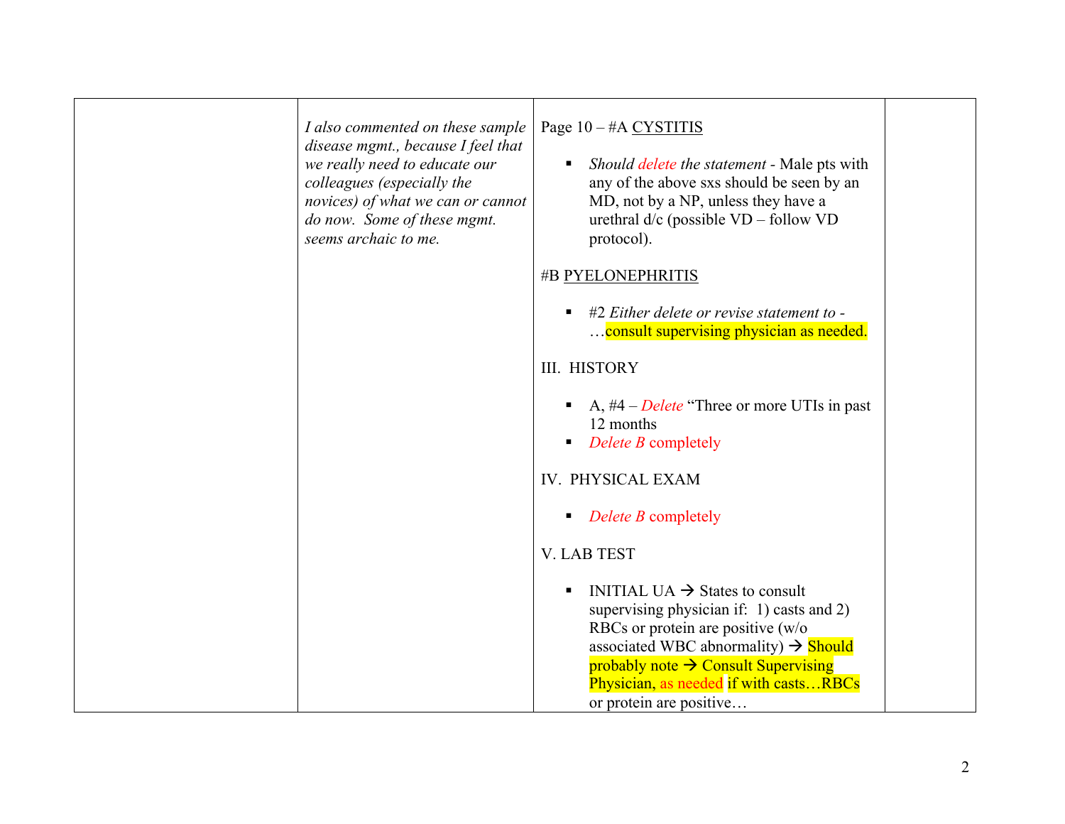| | | | |
|---|---|---|---|
| | *I also commented on these sample disease mgmt., because I feel that we really need to educate our colleagues (especially the novices) of what we can or cannot do now. Some of these mgmt. seems archaic to me.* | Page 10 – #A CYSTITIS<br><br>▪ *Should delete the statement* - Male pts with any of the above sxs should be seen by an MD, not by a NP, unless they have a urethral d/c (possible VD – follow VD protocol).<br><br>#B PYELONEPHRITIS<br><br>▪ #2 *Either delete or revise statement to* - …consult supervising physician as needed.<br><br>III. HISTORY<br><br>▪ A, #4 – *Delete* "Three or more UTIs in past 12 months<br>▪ *Delete B* completely<br><br>IV. PHYSICAL EXAM<br><br>▪ *Delete B* completely<br><br>V. LAB TEST<br><br>▪ INITIAL UA → States to consult supervising physician if: 1) casts and 2) RBCs or protein are positive (w/o associated WBC abnormality) → Should probably note → Consult Supervising Physician, as needed if with casts…RBCs or protein are positive… | |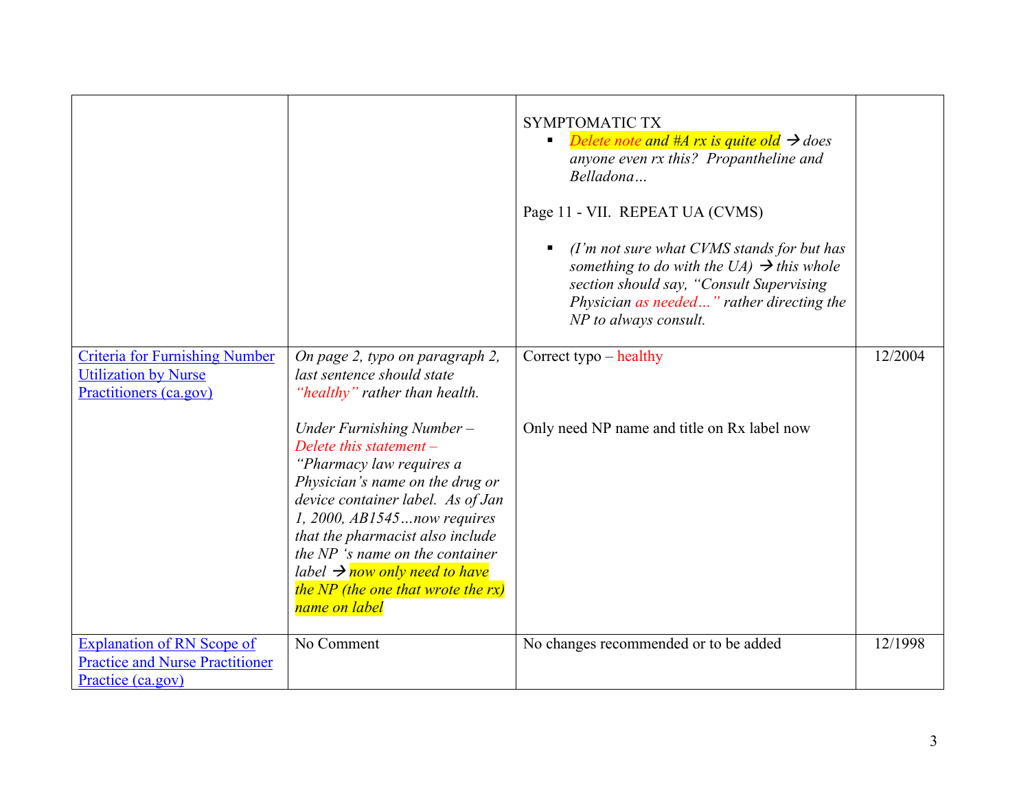| | | | |
|---|---|---|---|
| | | SYMPTOMATIC TX<br>▪ *Delete note and #A rx is quite old → does anyone even rx this? Propantheline and Belladona…*<br><br>Page 11 - VII. REPEAT UA (CVMS)<br><br>▪ *(I'm not sure what CVMS stands for but has something to do with the UA) → this whole section should say, "Consult Supervising Physician as needed…" rather directing the NP to always consult.* | |
| [Criteria for Furnishing Number Utilization by Nurse Practitioners (ca.gov)]() | *On page 2, typo on paragraph 2, last sentence should state "healthy" rather than health.*<br><br>*Under Furnishing Number – Delete this statement – "Pharmacy law requires a Physician's name on the drug or device container label. As of Jan 1, 2000, AB1545…now requires that the pharmacist also include the NP 's name on the container label → now only need to have the NP (the one that wrote the rx) name on label* | Correct typo – healthy<br><br>Only need NP name and title on Rx label now | 12/2004 |
| [Explanation of RN Scope of Practice and Nurse Practitioner Practice (ca.gov)]() | No Comment | No changes recommended or to be added | 12/1998 |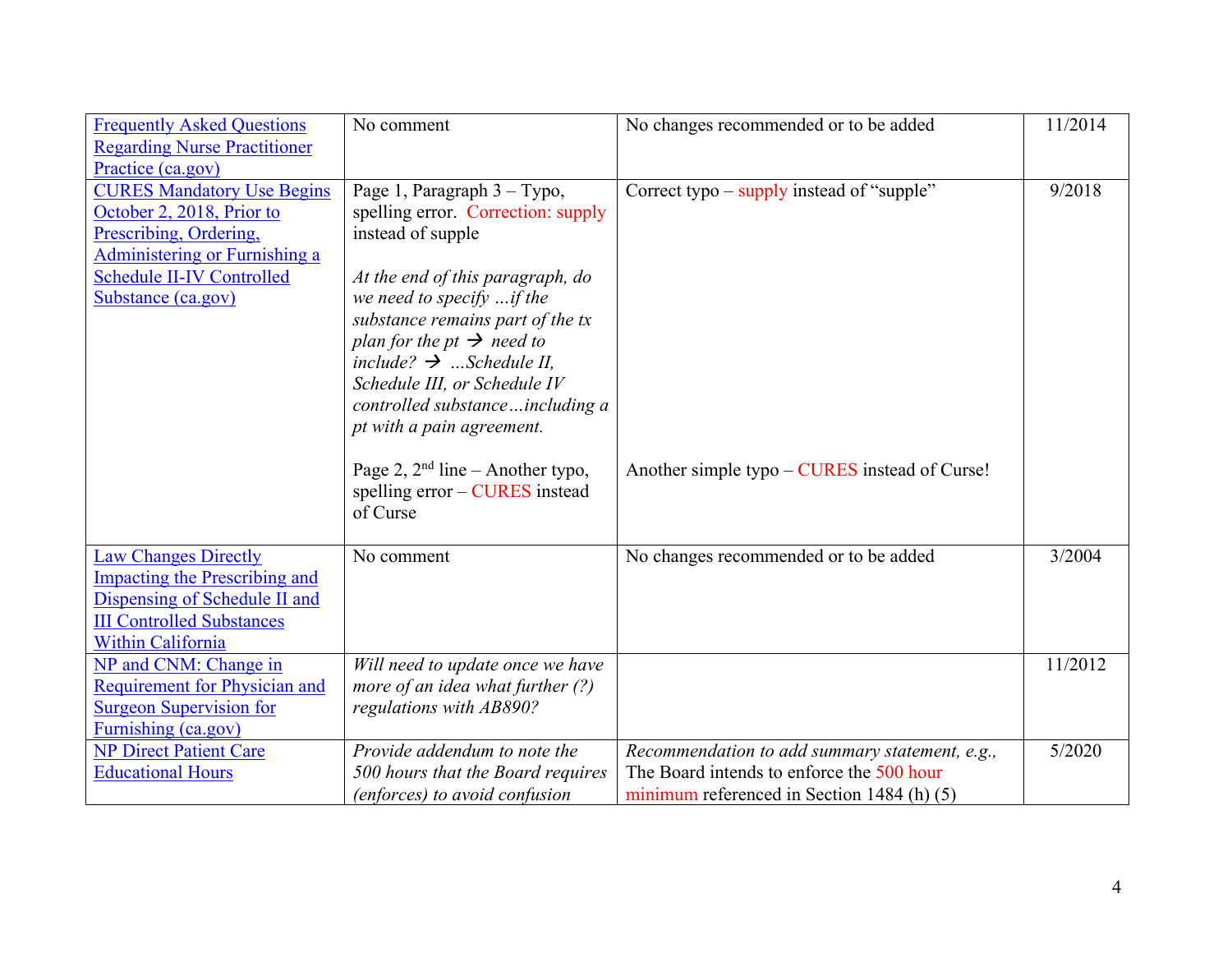| | | | |
|---|---|---|---|
| [Frequently Asked Questions Regarding Nurse Practitioner Practice (ca.gov)]() | No comment | No changes recommended or to be added | 11/2014 |
| [CURES Mandatory Use Begins October 2, 2018, Prior to Prescribing, Ordering, Administering or Furnishing a Schedule II-IV Controlled Substance (ca.gov)]() | Page 1, Paragraph 3 – Typo, spelling error. Correction: supply instead of supple<br><br>*At the end of this paragraph, do we need to specify …if the substance remains part of the tx plan for the pt → need to include? → …Schedule II, Schedule III, or Schedule IV controlled substance…including a pt with a pain agreement.*<br><br>Page 2, 2nd line – Another typo, spelling error – CURES instead of Curse | Correct typo – supply instead of "supple"<br><br><br><br><br><br><br><br><br>Another simple typo – CURES instead of Curse! | 9/2018 |
| [Law Changes Directly Impacting the Prescribing and Dispensing of Schedule II and III Controlled Substances Within California]() | No comment | No changes recommended or to be added | 3/2004 |
| [NP and CNM: Change in Requirement for Physician and Surgeon Supervision for Furnishing (ca.gov)]() | *Will need to update once we have more of an idea what further (?) regulations with AB890?* | | 11/2012 |
| [NP Direct Patient Care Educational Hours]() | *Provide addendum to note the 500 hours that the Board requires (enforces) to avoid confusion* | *Recommendation to add summary statement, e.g.,* The Board intends to enforce the 500 hour minimum referenced in Section 1484 (h) (5) | 5/2020 |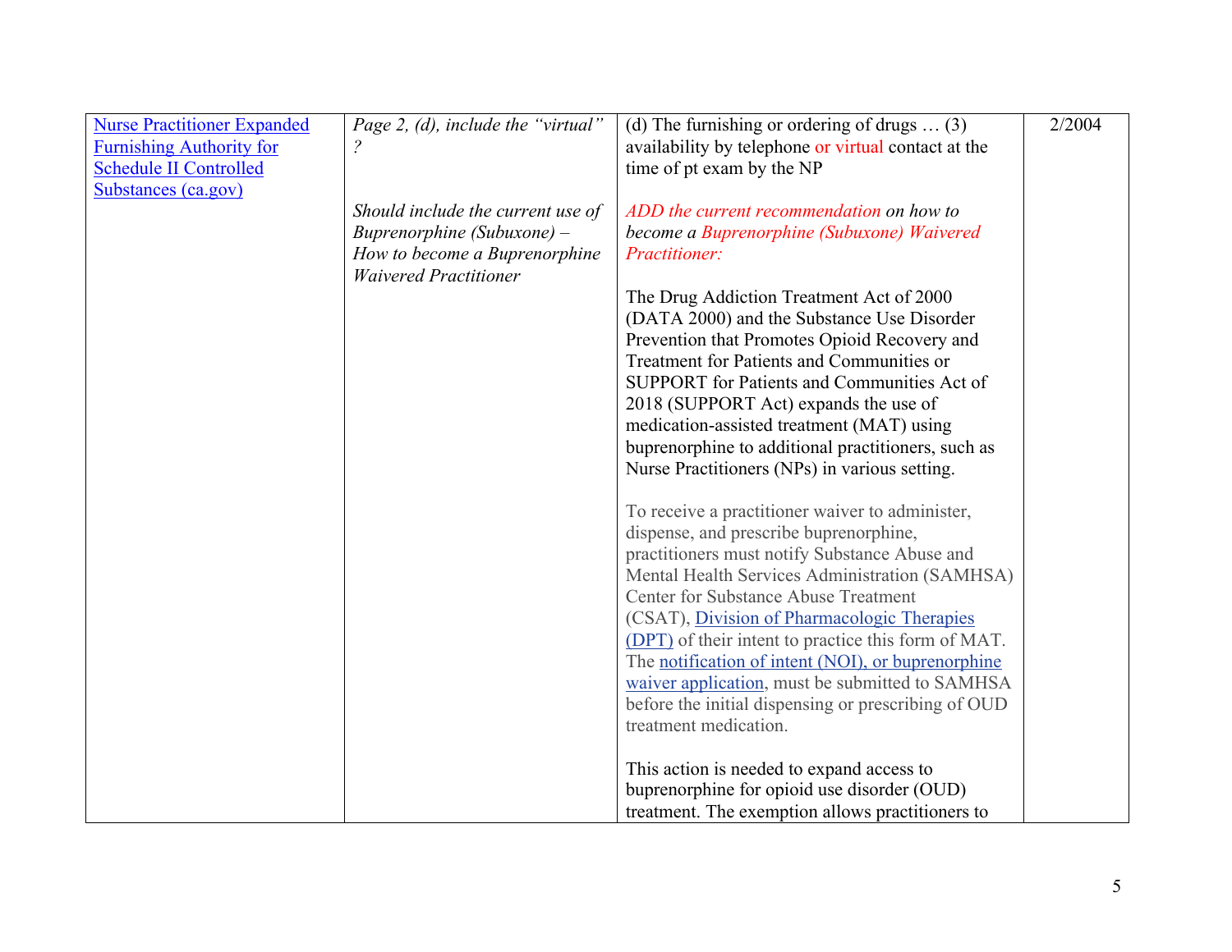| | | | |
|---|---|---|---|
| [Nurse Practitioner Expanded Furnishing Authority for Schedule II Controlled Substances (ca.gov)]() | *Page 2, (d), include the "virtual" ?*<br><br>*Should include the current use of Buprenorphine (Subuxone) – How to become a Buprenorphine Waivered Practitioner* | (d) The furnishing or ordering of drugs … (3) availability by telephone or virtual contact at the time of pt exam by the NP<br><br>*ADD the current recommendation on how to become a Buprenorphine (Subuxone) Waivered Practitioner:*<br><br>The Drug Addiction Treatment Act of 2000 (DATA 2000) and the Substance Use Disorder Prevention that Promotes Opioid Recovery and Treatment for Patients and Communities or SUPPORT for Patients and Communities Act of 2018 (SUPPORT Act) expands the use of medication-assisted treatment (MAT) using buprenorphine to additional practitioners, such as Nurse Practitioners (NPs) in various setting.<br><br>To receive a practitioner waiver to administer, dispense, and prescribe buprenorphine, practitioners must notify Substance Abuse and Mental Health Services Administration (SAMHSA) Center for Substance Abuse Treatment (CSAT), [Division of Pharmacologic Therapies (DPT)]() of their intent to practice this form of MAT. The [notification of intent (NOI), or buprenorphine waiver application](), must be submitted to SAMHSA before the initial dispensing or prescribing of OUD treatment medication.<br><br>This action is needed to expand access to buprenorphine for opioid use disorder (OUD) treatment. The exemption allows practitioners to | 2/2004 |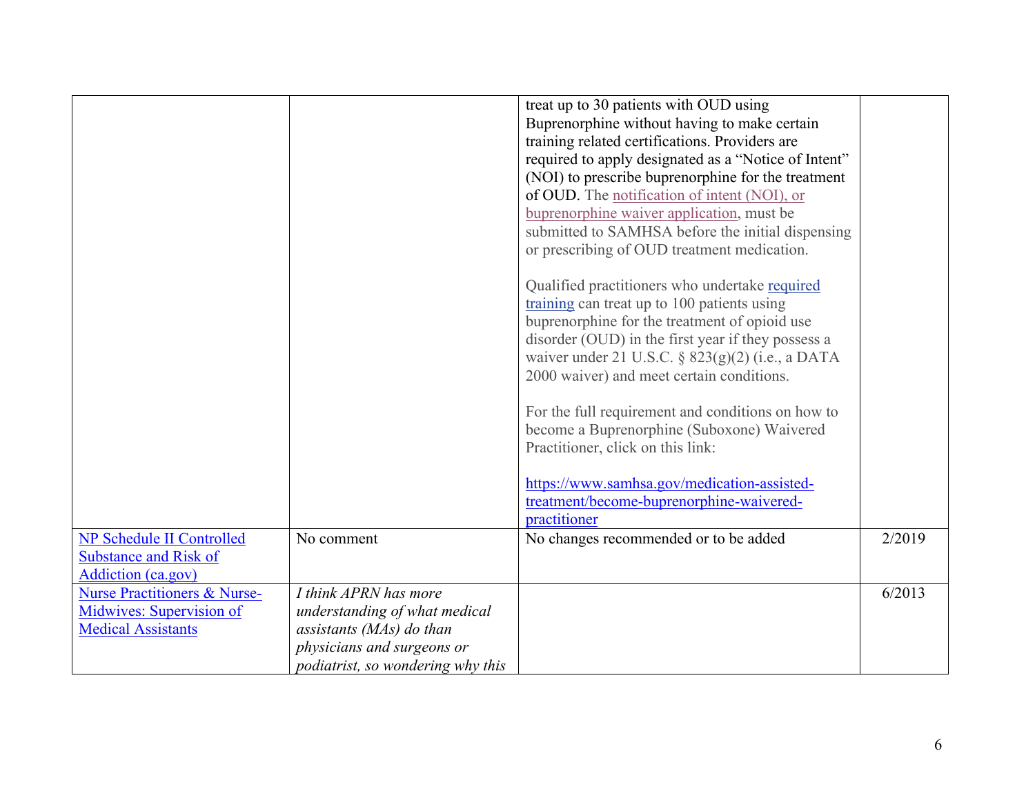| | | | |
|---|---|---|---|
| | | treat up to 30 patients with OUD using Buprenorphine without having to make certain training related certifications. Providers are required to apply designated as a "Notice of Intent" (NOI) to prescribe buprenorphine for the treatment of OUD. The notification of intent (NOI), or buprenorphine waiver application, must be submitted to SAMHSA before the initial dispensing or prescribing of OUD treatment medication.<br><br>Qualified practitioners who undertake required training can treat up to 100 patients using buprenorphine for the treatment of opioid use disorder (OUD) in the first year if they possess a waiver under 21 U.S.C. § 823(g)(2) (i.e., a DATA 2000 waiver) and meet certain conditions.<br><br>For the full requirement and conditions on how to become a Buprenorphine (Suboxone) Waivered Practitioner, click on this link:<br><br>https://www.samhsa.gov/medication-assisted-treatment/become-buprenorphine-waivered-practitioner | |
| NP Schedule II Controlled Substance and Risk of Addiction (ca.gov) | No comment | No changes recommended or to be added | 2/2019 |
| Nurse Practitioners & Nurse-Midwives: Supervision of Medical Assistants | *I think APRN has more understanding of what medical assistants (MAs) do than physicians and surgeons or podiatrist, so wondering why this* | | 6/2013 |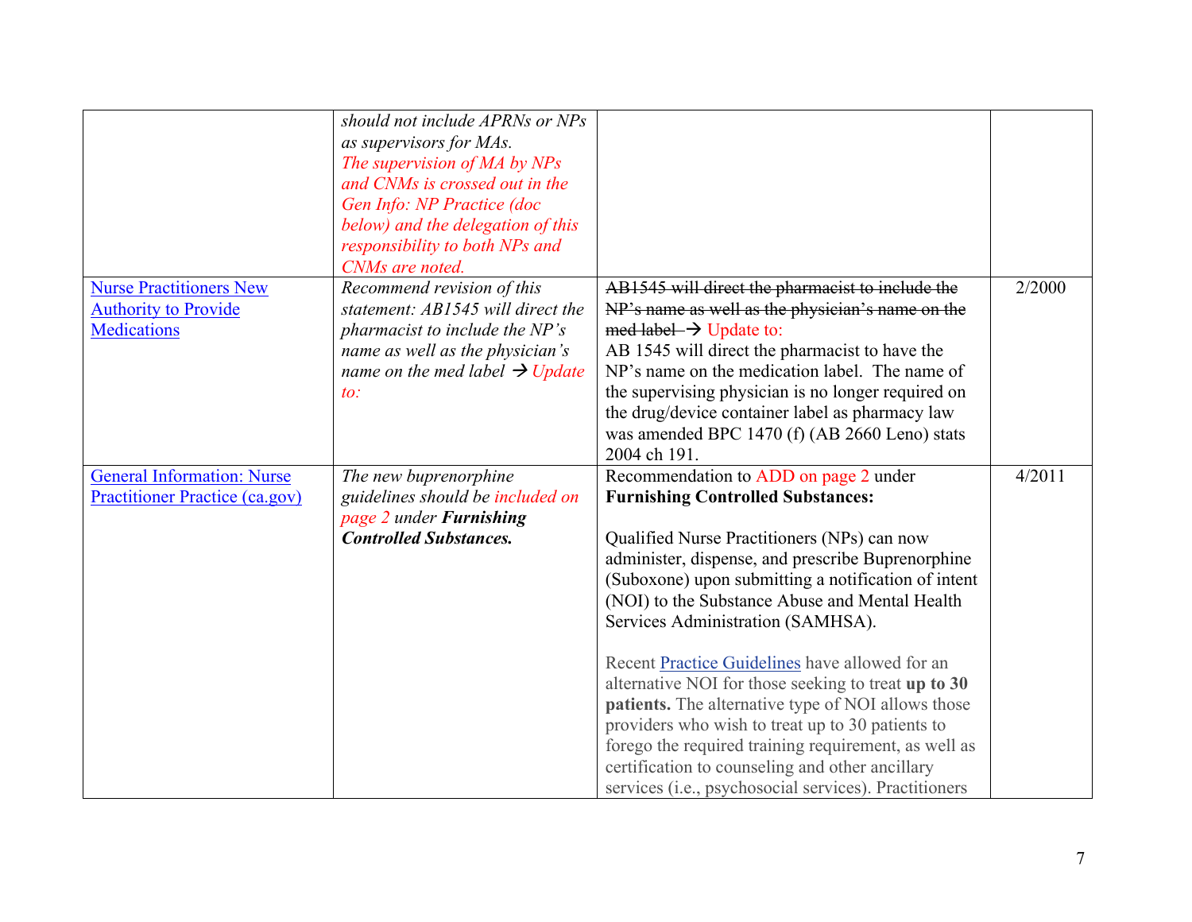| | | | |
|---|---|---|---|
| | *should not include APRNs or NPs as supervisors for MAs.* *The supervision of MA by NPs and CNMs is crossed out in the Gen Info: NP Practice (doc below) and the delegation of this responsibility to both NPs and CNMs are noted.* | | |
| Nurse Practitioners New Authority to Provide Medications | *Recommend revision of this statement: AB1545 will direct the pharmacist to include the NP's name as well as the physician's name on the med label → Update to:* | ~~AB1545 will direct the pharmacist to include the NP's name as well as the physician's name on the med label~~ → Update to: AB 1545 will direct the pharmacist to have the NP's name on the medication label. The name of the supervising physician is no longer required on the drug/device container label as pharmacy law was amended BPC 1470 (f) (AB 2660 Leno) stats 2004 ch 191. | 2/2000 |
| General Information: Nurse Practitioner Practice (ca.gov) | *The new buprenorphine guidelines should be included on page 2 under* ***Furnishing Controlled Substances.*** | Recommendation to ADD on page 2 under **Furnishing Controlled Substances:** Qualified Nurse Practitioners (NPs) can now administer, dispense, and prescribe Buprenorphine (Suboxone) upon submitting a notification of intent (NOI) to the Substance Abuse and Mental Health Services Administration (SAMHSA). Recent Practice Guidelines have allowed for an alternative NOI for those seeking to treat **up to 30 patients.** The alternative type of NOI allows those providers who wish to treat up to 30 patients to forego the required training requirement, as well as certification to counseling and other ancillary services (i.e., psychosocial services). Practitioners | 4/2011 |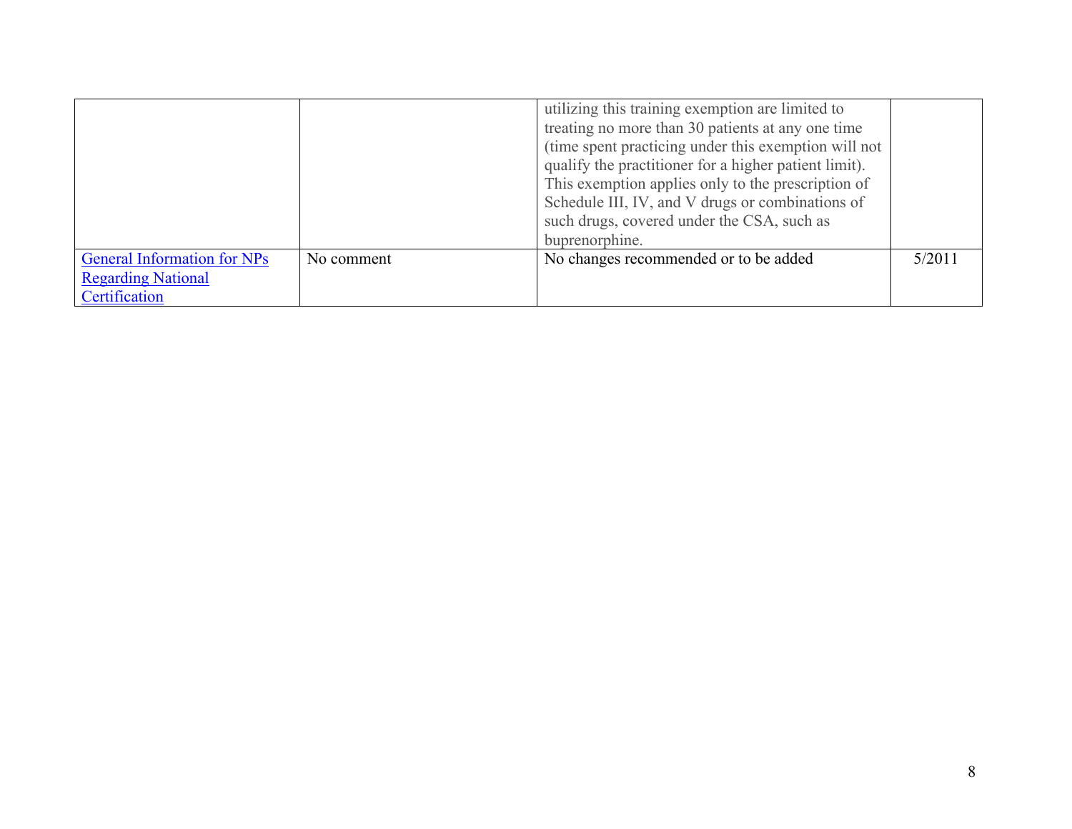| | | | |
|---|---|---|---|
| | | utilizing this training exemption are limited to treating no more than 30 patients at any one time (time spent practicing under this exemption will not qualify the practitioner for a higher patient limit). This exemption applies only to the prescription of Schedule III, IV, and V drugs or combinations of such drugs, covered under the CSA, such as buprenorphine. | |
| General Information for NPs Regarding National Certification | No comment | No changes recommended or to be added | 5/2011 |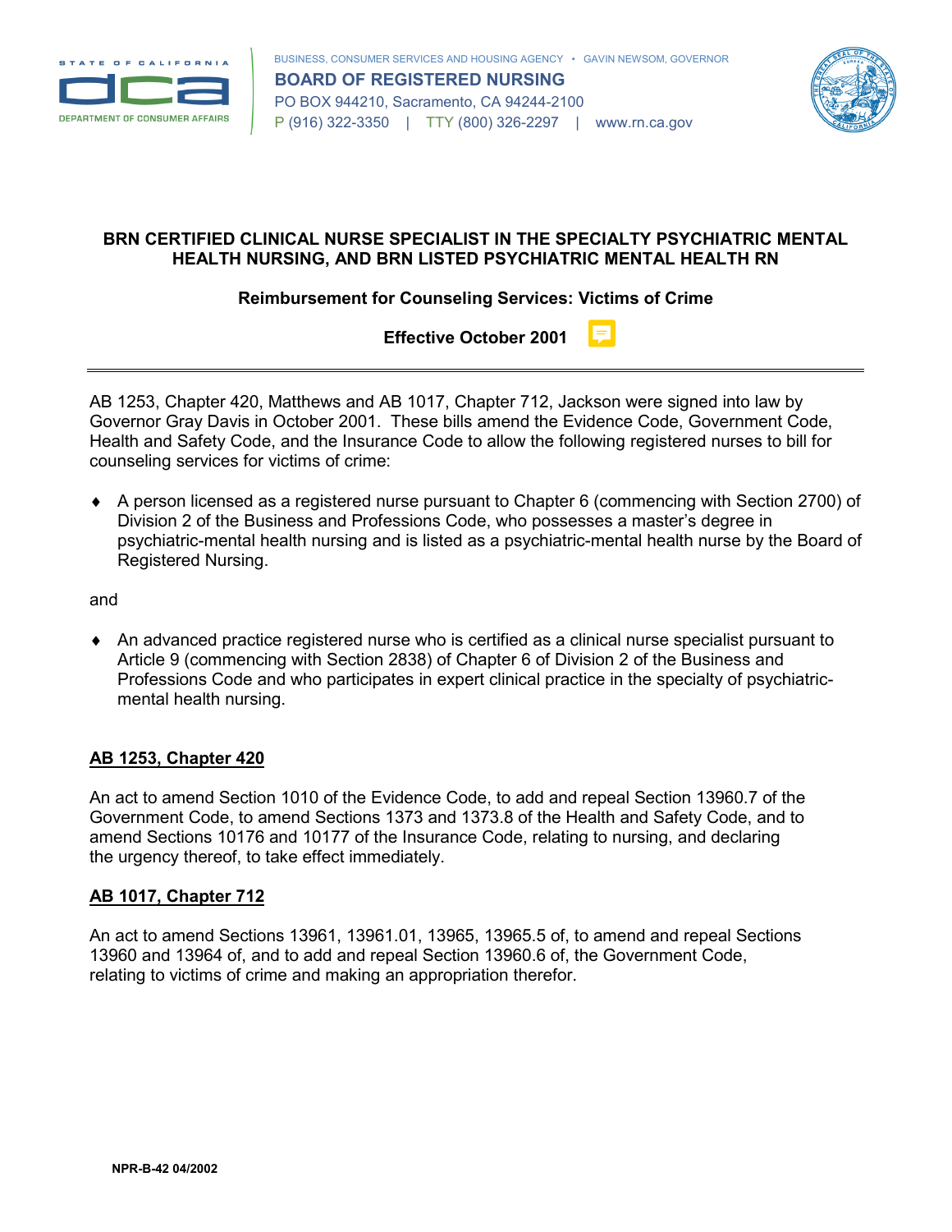**BRN CERTIFIED CLINICAL NURSE SPECIALIST IN THE SPECIALTY PSYCHIATRIC MENTAL HEALTH NURSING, AND BRN LISTED PSYCHIATRIC MENTAL HEALTH RN**

**Reimbursement for Counseling Services: Victims of Crime**

**Effective October 2001**

---

AB 1253, Chapter 420, Matthews and AB 1017, Chapter 712, Jackson were signed into law by Governor Gray Davis in October 2001. These bills amend the Evidence Code, Government Code, Health and Safety Code, and the Insurance Code to allow the following registered nurses to bill for counseling services for victims of crime:

- A person licensed as a registered nurse pursuant to Chapter 6 (commencing with Section 2700) of Division 2 of the Business and Professions Code, who possesses a master's degree in psychiatric-mental health nursing and is listed as a psychiatric-mental health nurse by the Board of Registered Nursing.

and

- An advanced practice registered nurse who is certified as a clinical nurse specialist pursuant to Article 9 (commencing with Section 2838) of Chapter 6 of Division 2 of the Business and Professions Code and who participates in expert clinical practice in the specialty of psychiatric-mental health nursing.

**AB 1253, Chapter 420**

An act to amend Section 1010 of the Evidence Code, to add and repeal Section 13960.7 of the Government Code, to amend Sections 1373 and 1373.8 of the Health and Safety Code, and to amend Sections 10176 and 10177 of the Insurance Code, relating to nursing, and declaring the urgency thereof, to take effect immediately.

**AB 1017, Chapter 712**

An act to amend Sections 13961, 13961.01, 13965, 13965.5 of, to amend and repeal Sections 13960 and 13964 of, and to add and repeal Section 13960.6 of, the Government Code, relating to victims of crime and making an appropriation therefor.

NPR-B-42 04/2002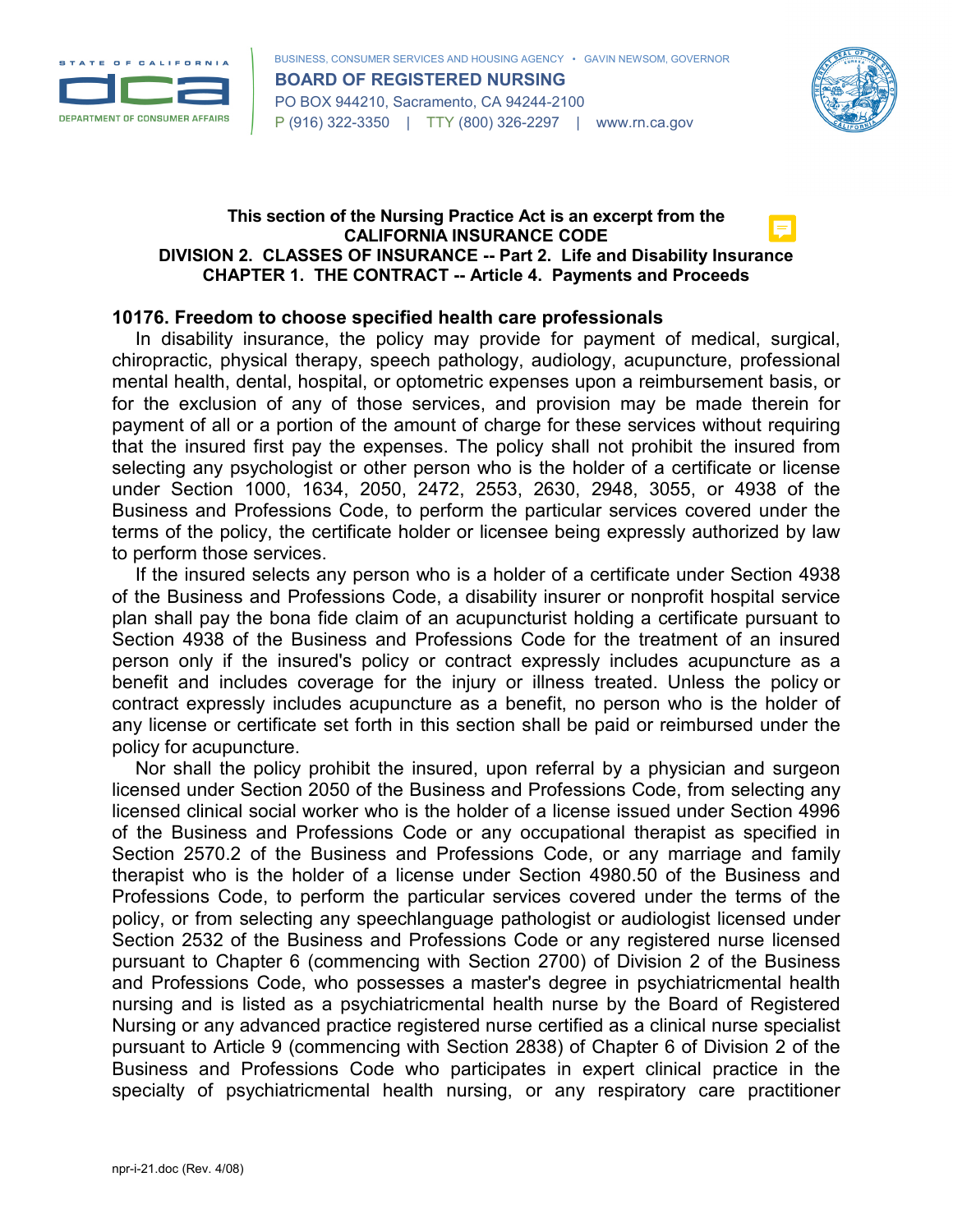**This section of the Nursing Practice Act is an excerpt from the CALIFORNIA INSURANCE CODE**
**DIVISION 2. CLASSES OF INSURANCE -- Part 2. Life and Disability Insurance**
**CHAPTER 1. THE CONTRACT -- Article 4. Payments and Proceeds**

### 10176. Freedom to choose specified health care professionals

In disability insurance, the policy may provide for payment of medical, surgical, chiropractic, physical therapy, speech pathology, audiology, acupuncture, professional mental health, dental, hospital, or optometric expenses upon a reimbursement basis, or for the exclusion of any of those services, and provision may be made therein for payment of all or a portion of the amount of charge for these services without requiring that the insured first pay the expenses. The policy shall not prohibit the insured from selecting any psychologist or other person who is the holder of a certificate or license under Section 1000, 1634, 2050, 2472, 2553, 2630, 2948, 3055, or 4938 of the Business and Professions Code, to perform the particular services covered under the terms of the policy, the certificate holder or licensee being expressly authorized by law to perform those services.

If the insured selects any person who is a holder of a certificate under Section 4938 of the Business and Professions Code, a disability insurer or nonprofit hospital service plan shall pay the bona fide claim of an acupuncturist holding a certificate pursuant to Section 4938 of the Business and Professions Code for the treatment of an insured person only if the insured's policy or contract expressly includes acupuncture as a benefit and includes coverage for the injury or illness treated. Unless the policy or contract expressly includes acupuncture as a benefit, no person who is the holder of any license or certificate set forth in this section shall be paid or reimbursed under the policy for acupuncture.

Nor shall the policy prohibit the insured, upon referral by a physician and surgeon licensed under Section 2050 of the Business and Professions Code, from selecting any licensed clinical social worker who is the holder of a license issued under Section 4996 of the Business and Professions Code or any occupational therapist as specified in Section 2570.2 of the Business and Professions Code, or any marriage and family therapist who is the holder of a license under Section 4980.50 of the Business and Professions Code, to perform the particular services covered under the terms of the policy, or from selecting any speechlanguage pathologist or audiologist licensed under Section 2532 of the Business and Professions Code or any registered nurse licensed pursuant to Chapter 6 (commencing with Section 2700) of Division 2 of the Business and Professions Code, who possesses a master's degree in psychiatricmental health nursing and is listed as a psychiatricmental health nurse by the Board of Registered Nursing or any advanced practice registered nurse certified as a clinical nurse specialist pursuant to Article 9 (commencing with Section 2838) of Chapter 6 of Division 2 of the Business and Professions Code who participates in expert clinical practice in the specialty of psychiatricmental health nursing, or any respiratory care practitioner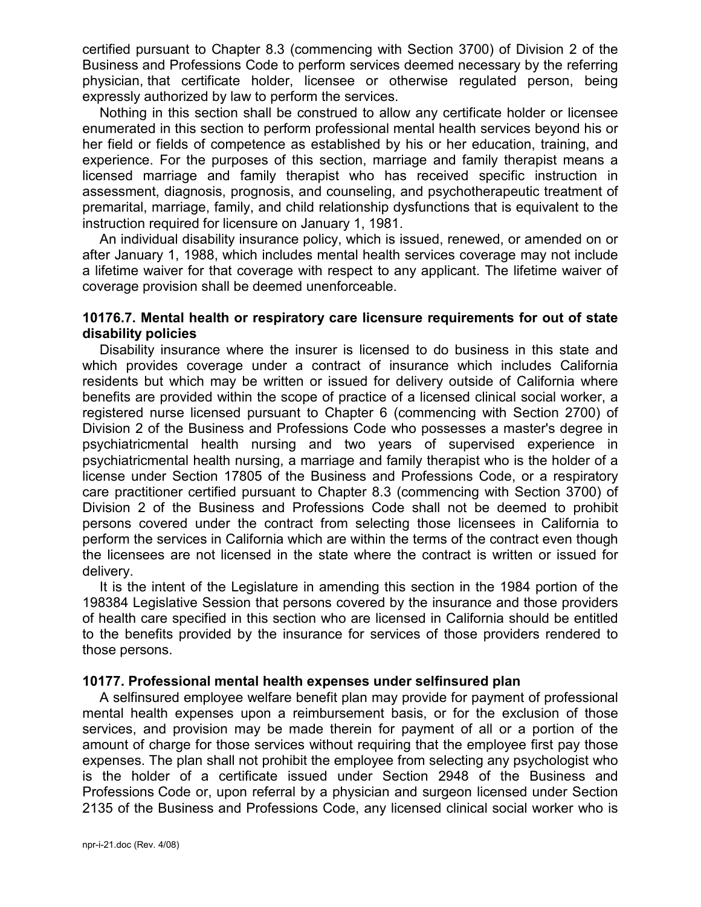certified pursuant to Chapter 8.3 (commencing with Section 3700) of Division 2 of the Business and Professions Code to perform services deemed necessary by the referring physician, that certificate holder, licensee or otherwise regulated person, being expressly authorized by law to perform the services.

Nothing in this section shall be construed to allow any certificate holder or licensee enumerated in this section to perform professional mental health services beyond his or her field or fields of competence as established by his or her education, training, and experience. For the purposes of this section, marriage and family therapist means a licensed marriage and family therapist who has received specific instruction in assessment, diagnosis, prognosis, and counseling, and psychotherapeutic treatment of premarital, marriage, family, and child relationship dysfunctions that is equivalent to the instruction required for licensure on January 1, 1981.

An individual disability insurance policy, which is issued, renewed, or amended on or after January 1, 1988, which includes mental health services coverage may not include a lifetime waiver for that coverage with respect to any applicant. The lifetime waiver of coverage provision shall be deemed unenforceable.

**10176.7. Mental health or respiratory care licensure requirements for out of state disability policies**

Disability insurance where the insurer is licensed to do business in this state and which provides coverage under a contract of insurance which includes California residents but which may be written or issued for delivery outside of California where benefits are provided within the scope of practice of a licensed clinical social worker, a registered nurse licensed pursuant to Chapter 6 (commencing with Section 2700) of Division 2 of the Business and Professions Code who possesses a master's degree in psychiatricmental health nursing and two years of supervised experience in psychiatricmental health nursing, a marriage and family therapist who is the holder of a license under Section 17805 of the Business and Professions Code, or a respiratory care practitioner certified pursuant to Chapter 8.3 (commencing with Section 3700) of Division 2 of the Business and Professions Code shall not be deemed to prohibit persons covered under the contract from selecting those licensees in California to perform the services in California which are within the terms of the contract even though the licensees are not licensed in the state where the contract is written or issued for delivery.

It is the intent of the Legislature in amending this section in the 1984 portion of the 198384 Legislative Session that persons covered by the insurance and those providers of health care specified in this section who are licensed in California should be entitled to the benefits provided by the insurance for services of those providers rendered to those persons.

**10177. Professional mental health expenses under selfinsured plan**

A selfinsured employee welfare benefit plan may provide for payment of professional mental health expenses upon a reimbursement basis, or for the exclusion of those services, and provision may be made therein for payment of all or a portion of the amount of charge for those services without requiring that the employee first pay those expenses. The plan shall not prohibit the employee from selecting any psychologist who is the holder of a certificate issued under Section 2948 of the Business and Professions Code or, upon referral by a physician and surgeon licensed under Section 2135 of the Business and Professions Code, any licensed clinical social worker who is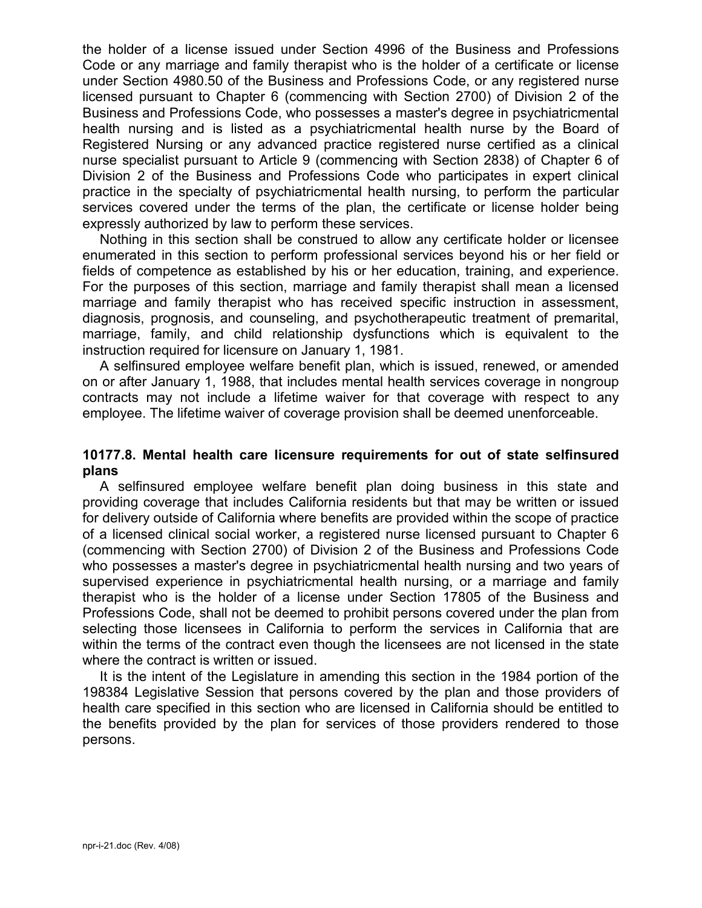the holder of a license issued under Section 4996 of the Business and Professions Code or any marriage and family therapist who is the holder of a certificate or license under Section 4980.50 of the Business and Professions Code, or any registered nurse licensed pursuant to Chapter 6 (commencing with Section 2700) of Division 2 of the Business and Professions Code, who possesses a master's degree in psychiatricmental health nursing and is listed as a psychiatricmental health nurse by the Board of Registered Nursing or any advanced practice registered nurse certified as a clinical nurse specialist pursuant to Article 9 (commencing with Section 2838) of Chapter 6 of Division 2 of the Business and Professions Code who participates in expert clinical practice in the specialty of psychiatricmental health nursing, to perform the particular services covered under the terms of the plan, the certificate or license holder being expressly authorized by law to perform these services.

Nothing in this section shall be construed to allow any certificate holder or licensee enumerated in this section to perform professional services beyond his or her field or fields of competence as established by his or her education, training, and experience. For the purposes of this section, marriage and family therapist shall mean a licensed marriage and family therapist who has received specific instruction in assessment, diagnosis, prognosis, and counseling, and psychotherapeutic treatment of premarital, marriage, family, and child relationship dysfunctions which is equivalent to the instruction required for licensure on January 1, 1981.

A selfinsured employee welfare benefit plan, which is issued, renewed, or amended on or after January 1, 1988, that includes mental health services coverage in nongroup contracts may not include a lifetime waiver for that coverage with respect to any employee. The lifetime waiver of coverage provision shall be deemed unenforceable.

### 10177.8. Mental health care licensure requirements for out of state selfinsured plans

A selfinsured employee welfare benefit plan doing business in this state and providing coverage that includes California residents but that may be written or issued for delivery outside of California where benefits are provided within the scope of practice of a licensed clinical social worker, a registered nurse licensed pursuant to Chapter 6 (commencing with Section 2700) of Division 2 of the Business and Professions Code who possesses a master's degree in psychiatricmental health nursing and two years of supervised experience in psychiatricmental health nursing, or a marriage and family therapist who is the holder of a license under Section 17805 of the Business and Professions Code, shall not be deemed to prohibit persons covered under the plan from selecting those licensees in California to perform the services in California that are within the terms of the contract even though the licensees are not licensed in the state where the contract is written or issued.

It is the intent of the Legislature in amending this section in the 1984 portion of the 198384 Legislative Session that persons covered by the plan and those providers of health care specified in this section who are licensed in California should be entitled to the benefits provided by the plan for services of those providers rendered to those persons.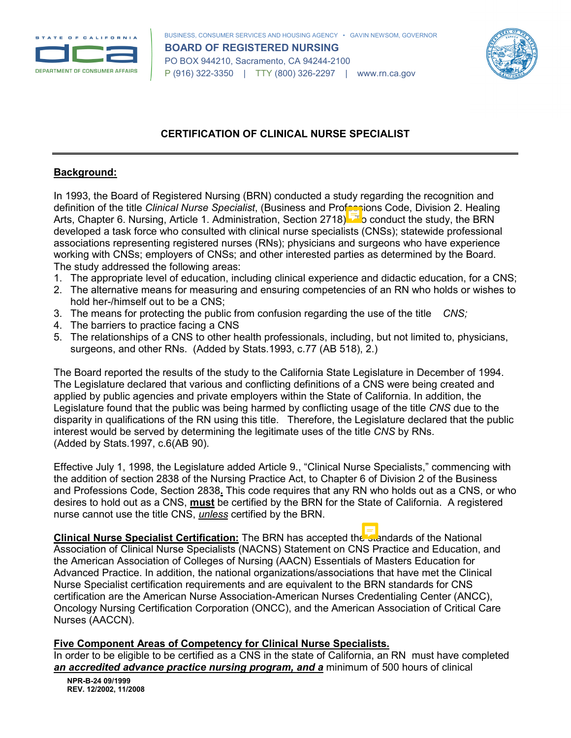STATE OF CALIFORNIA
DEPARTMENT OF CONSUMER AFFAIRS

BUSINESS, CONSUMER SERVICES AND HOUSING AGENCY • GAVIN NEWSOM, GOVERNOR
**BOARD OF REGISTERED NURSING**
PO BOX 944210, Sacramento, CA 94244-2100
P (916) 322-3350 | TTY (800) 326-2297 | www.rn.ca.gov

## CERTIFICATION OF CLINICAL NURSE SPECIALIST

---

**Background:**

In 1993, the Board of Registered Nursing (BRN) conducted a study regarding the recognition and definition of the title *Clinical Nurse Specialist*, (Business and Professions Code, Division 2. Healing Arts, Chapter 6. Nursing, Article 1. Administration, Section 2718). To conduct the study, the BRN developed a task force who consulted with clinical nurse specialists (CNSs); statewide professional associations representing registered nurses (RNs); physicians and surgeons who have experience working with CNSs; employers of CNSs; and other interested parties as determined by the Board. The study addressed the following areas:

1. The appropriate level of education, including clinical experience and didactic education, for a CNS;
2. The alternative means for measuring and ensuring competencies of an RN who holds or wishes to hold her-/himself out to be a CNS;
3. The means for protecting the public from confusion regarding the use of the title *CNS;*
4. The barriers to practice facing a CNS
5. The relationships of a CNS to other health professionals, including, but not limited to, physicians, surgeons, and other RNs. (Added by Stats.1993, c.77 (AB 518), 2.)

The Board reported the results of the study to the California State Legislature in December of 1994. The Legislature declared that various and conflicting definitions of a CNS were being created and applied by public agencies and private employers within the State of California. In addition, the Legislature found that the public was being harmed by conflicting usage of the title *CNS* due to the disparity in qualifications of the RN using this title. Therefore, the Legislature declared that the public interest would be served by determining the legitimate uses of the title *CNS* by RNs. (Added by Stats.1997, c.6(AB 90).

Effective July 1, 1998, the Legislature added Article 9., "Clinical Nurse Specialists," commencing with the addition of section 2838 of the Nursing Practice Act, to Chapter 6 of Division 2 of the Business and Professions Code, Section 2838**.** This code requires that any RN who holds out as a CNS, or who desires to hold out as a CNS, **must** be certified by the BRN for the State of California. A registered nurse cannot use the title CNS, ***unless*** certified by the BRN.

**Clinical Nurse Specialist Certification:** The BRN has accepted the standards of the National Association of Clinical Nurse Specialists (NACNS) Statement on CNS Practice and Education, and the American Association of Colleges of Nursing (AACN) Essentials of Masters Education for Advanced Practice. In addition, the national organizations/associations that have met the Clinical Nurse Specialist certification requirements and are equivalent to the BRN standards for CNS certification are the American Nurse Association-American Nurses Credentialing Center (ANCC), Oncology Nursing Certification Corporation (ONCC), and the American Association of Critical Care Nurses (AACCN).

**Five Component Areas of Competency for Clinical Nurse Specialists.**
In order to be eligible to be certified as a CNS in the state of California, an RN must have completed ***an accredited advance practice nursing program, and a*** minimum of 500 hours of clinical

NPR-B-24 09/1999
REV. 12/2002, 11/2008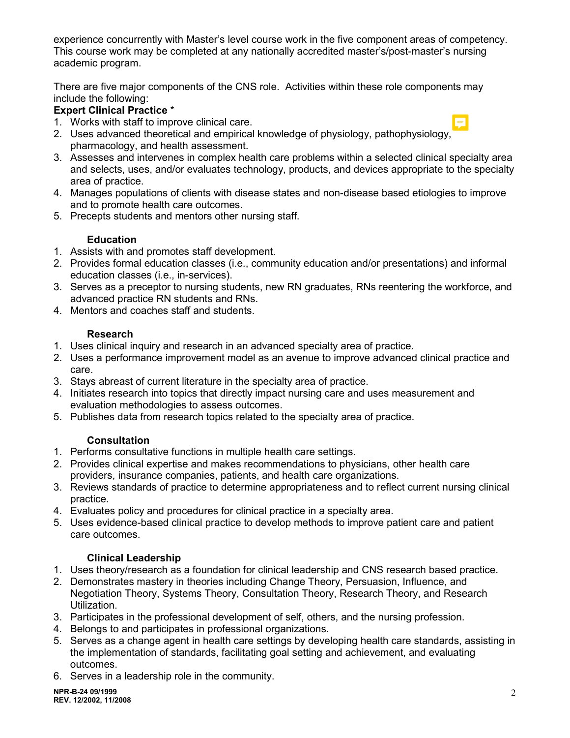experience concurrently with Master's level course work in the five component areas of competency. This course work may be completed at any nationally accredited master's/post-master's nursing academic program.

There are five major components of the CNS role. Activities within these role components may include the following:

**Expert Clinical Practice** *

1. Works with staff to improve clinical care.
2. Uses advanced theoretical and empirical knowledge of physiology, pathophysiology, pharmacology, and health assessment.
3. Assesses and intervenes in complex health care problems within a selected clinical specialty area and selects, uses, and/or evaluates technology, products, and devices appropriate to the specialty area of practice.
4. Manages populations of clients with disease states and non-disease based etiologies to improve and to promote health care outcomes.
5. Precepts students and mentors other nursing staff.

**Education**

1. Assists with and promotes staff development.
2. Provides formal education classes (i.e., community education and/or presentations) and informal education classes (i.e., in-services).
3. Serves as a preceptor to nursing students, new RN graduates, RNs reentering the workforce, and advanced practice RN students and RNs.
4. Mentors and coaches staff and students.

**Research**

1. Uses clinical inquiry and research in an advanced specialty area of practice.
2. Uses a performance improvement model as an avenue to improve advanced clinical practice and care.
3. Stays abreast of current literature in the specialty area of practice.
4. Initiates research into topics that directly impact nursing care and uses measurement and evaluation methodologies to assess outcomes.
5. Publishes data from research topics related to the specialty area of practice.

**Consultation**

1. Performs consultative functions in multiple health care settings.
2. Provides clinical expertise and makes recommendations to physicians, other health care providers, insurance companies, patients, and health care organizations.
3. Reviews standards of practice to determine appropriateness and to reflect current nursing clinical practice.
4. Evaluates policy and procedures for clinical practice in a specialty area.
5. Uses evidence-based clinical practice to develop methods to improve patient care and patient care outcomes.

**Clinical Leadership**

1. Uses theory/research as a foundation for clinical leadership and CNS research based practice.
2. Demonstrates mastery in theories including Change Theory, Persuasion, Influence, and Negotiation Theory, Systems Theory, Consultation Theory, Research Theory, and Research Utilization.
3. Participates in the professional development of self, others, and the nursing profession.
4. Belongs to and participates in professional organizations.
5. Serves as a change agent in health care settings by developing health care standards, assisting in the implementation of standards, facilitating goal setting and achievement, and evaluating outcomes.
6. Serves in a leadership role in the community.

NPR-B-24 09/1999
REV. 12/2002, 11/2008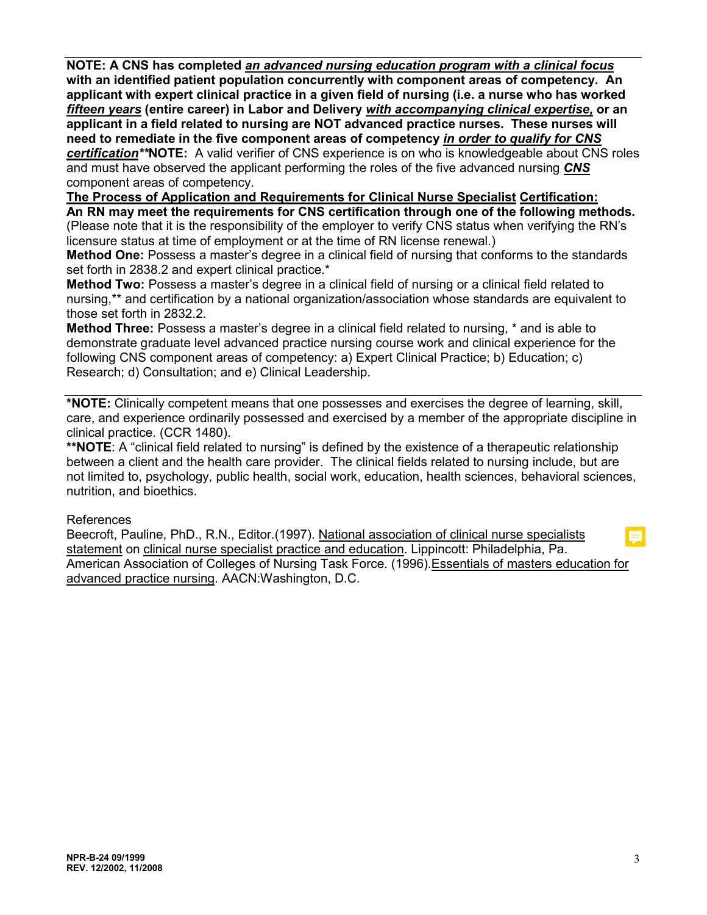**NOTE: A CNS has completed *<u>an advanced nursing education program with a clinical focus</u>* with an identified patient population concurrently with component areas of competency. An applicant with expert clinical practice in a given field of nursing (i.e. a nurse who has worked *<u>fifteen years</u>* (entire career) in Labor and Delivery *<u>with accompanying clinical expertise,</u>* or an applicant in a field related to nursing are NOT advanced practice nurses. These nurses will need to remediate in the five component areas of competency *<u>in order to qualify for CNS certification</u>*** ****NOTE:** A valid verifier of CNS experience is on who is knowledgeable about CNS roles and must have observed the applicant performing the roles of the five advanced nursing ***<u>CNS</u>*** component areas of competency.

**<u>The Process of Application and Requirements for Clinical Nurse Specialist</u> <u>Certification:</u>**

**An RN may meet the requirements for CNS certification through one of the following methods.** (Please note that it is the responsibility of the employer to verify CNS status when verifying the RN's licensure status at time of employment or at the time of RN license renewal.)

**Method One:** Possess a master's degree in a clinical field of nursing that conforms to the standards set forth in 2838.2 and expert clinical practice.*

**Method Two:** Possess a master's degree in a clinical field of nursing or a clinical field related to nursing,** and certification by a national organization/association whose standards are equivalent to those set forth in 2832.2.

**Method Three:** Possess a master's degree in a clinical field related to nursing, * and is able to demonstrate graduate level advanced practice nursing course work and clinical experience for the following CNS component areas of competency: a) Expert Clinical Practice; b) Education; c) Research; d) Consultation; and e) Clinical Leadership.

---

***NOTE:** Clinically competent means that one possesses and exercises the degree of learning, skill, care, and experience ordinarily possessed and exercised by a member of the appropriate discipline in clinical practice. (CCR 1480).

****NOTE**: A "clinical field related to nursing" is defined by the existence of a therapeutic relationship between a client and the health care provider. The clinical fields related to nursing include, but are not limited to, psychology, public health, social work, education, health sciences, behavioral sciences, nutrition, and bioethics.

References

Beecroft, Pauline, PhD., R.N., Editor.(1997). <u>National association of clinical nurse specialists statement</u> on <u>clinical nurse specialist practice and education</u>. Lippincott: Philadelphia, Pa.

American Association of Colleges of Nursing Task Force. (1996).<u>Essentials of masters education for advanced practice nursing</u>. AACN:Washington, D.C.

**NPR-B-24 09/1999**
**REV. 12/2002, 11/2008**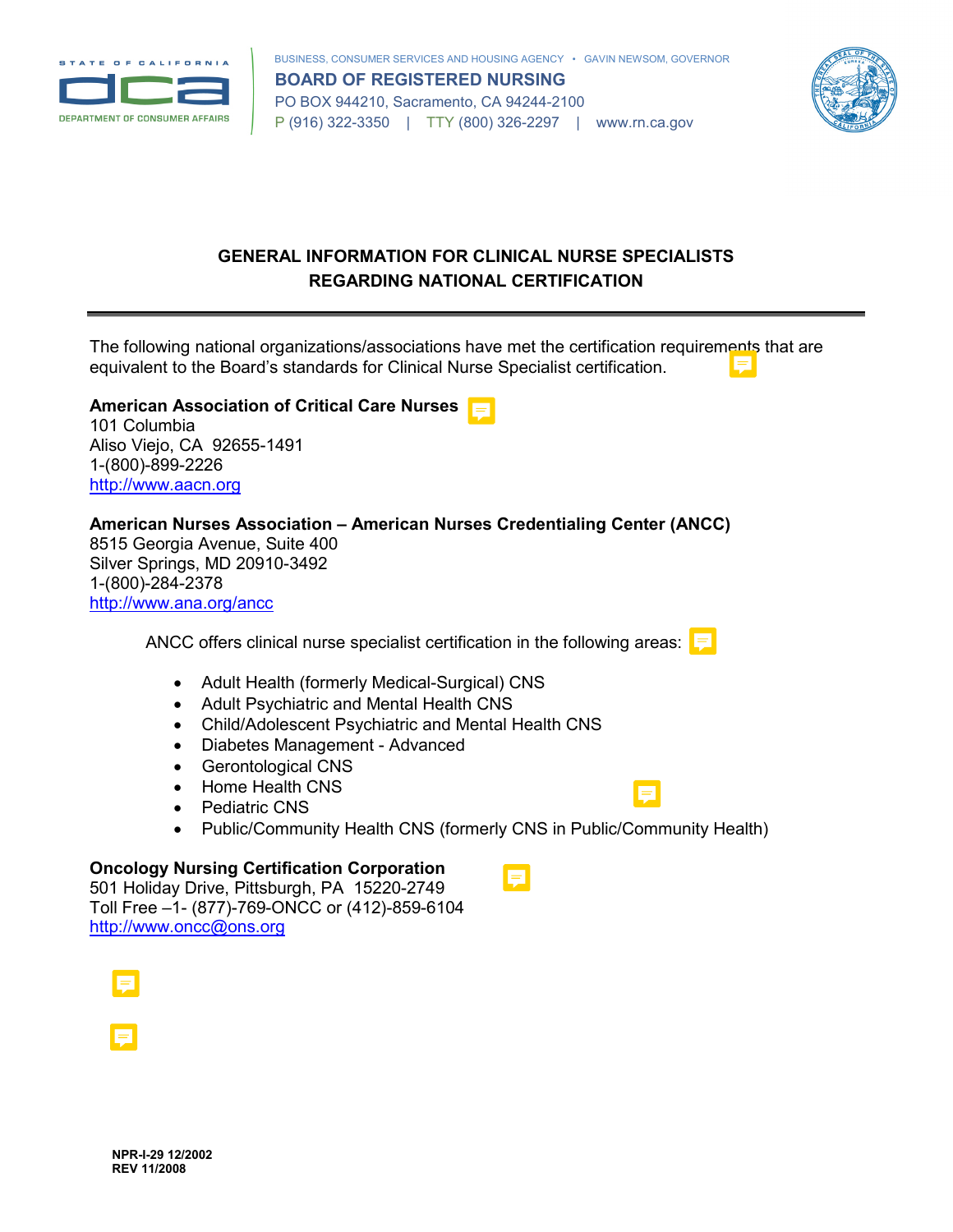BUSINESS, CONSUMER SERVICES AND HOUSING AGENCY • GAVIN NEWSOM, GOVERNOR

**BOARD OF REGISTERED NURSING**

PO BOX 944210, Sacramento, CA 94244-2100

P (916) 322-3350 | TTY (800) 326-2297 | www.rn.ca.gov

## GENERAL INFORMATION FOR CLINICAL NURSE SPECIALISTS REGARDING NATIONAL CERTIFICATION

The following national organizations/associations have met the certification requirements that are equivalent to the Board's standards for Clinical Nurse Specialist certification.

**American Association of Critical Care Nurses**
101 Columbia
Aliso Viejo, CA 92655-1491
1-(800)-899-2226
http://www.aacn.org

**American Nurses Association – American Nurses Credentialing Center (ANCC)**
8515 Georgia Avenue, Suite 400
Silver Springs, MD 20910-3492
1-(800)-284-2378
http://www.ana.org/ancc

ANCC offers clinical nurse specialist certification in the following areas:

- Adult Health (formerly Medical-Surgical) CNS
- Adult Psychiatric and Mental Health CNS
- Child/Adolescent Psychiatric and Mental Health CNS
- Diabetes Management - Advanced
- Gerontological CNS
- Home Health CNS
- Pediatric CNS
- Public/Community Health CNS (formerly CNS in Public/Community Health)

**Oncology Nursing Certification Corporation**
501 Holiday Drive, Pittsburgh, PA 15220-2749
Toll Free –1- (877)-769-ONCC or (412)-859-6104
http://www.oncc@ons.org

NPR-I-29 12/2002
REV 11/2008